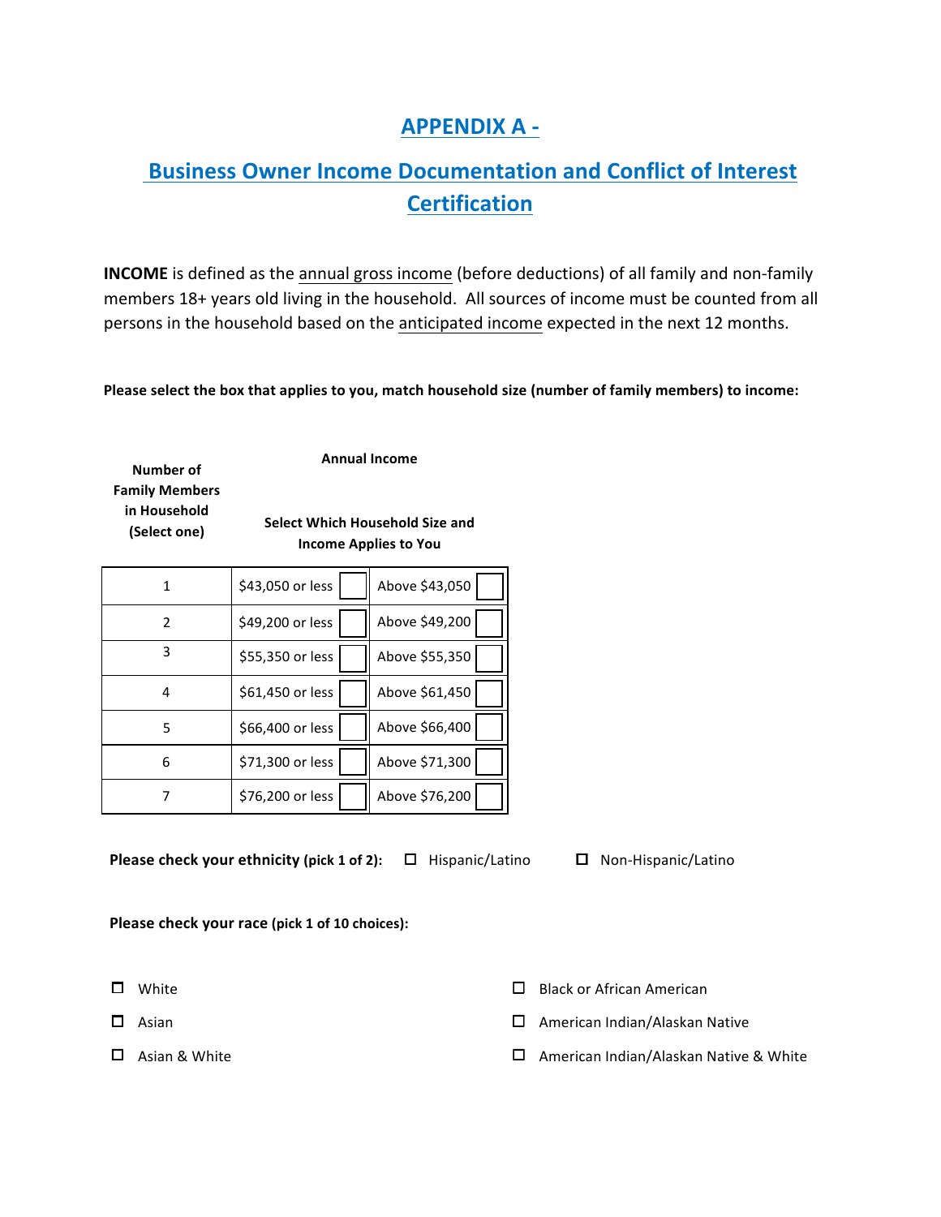# APPENDIX A -

## Business Owner Income Documentation and Conflict of Interest Certification

**INCOME** is defined as the annual gross income (before deductions) of all family and non-family members 18+ years old living in the household. All sources of income must be counted from all persons in the household based on the anticipated income expected in the next 12 months.

**Please select the box that applies to you, match household size (number of family members) to income:**

| **Number of Family Members in Household (Select one)** | **Annual Income** **Select Which Household Size and Income Applies to You** | |
|---|---|---|
| 1 | $43,050 or less ☐ | Above $43,050 ☐ |
| 2 | $49,200 or less ☐ | Above $49,200 ☐ |
| 3 | $55,350 or less ☐ | Above $55,350 ☐ |
| 4 | $61,450 or less ☐ | Above $61,450 ☐ |
| 5 | $66,400 or less ☐ | Above $66,400 ☐ |
| 6 | $71,300 or less ☐ | Above $71,300 ☐ |
| 7 | $76,200 or less ☐ | Above $76,200 ☐ |

**Please check your ethnicity (pick 1 of 2):** ☐ Hispanic/Latino ☐ Non-Hispanic/Latino

**Please check your race (pick 1 of 10 choices):**

- ☐ White
- ☐ Black or African American
- ☐ Asian
- ☐ American Indian/Alaskan Native
- ☐ Asian & White
- ☐ American Indian/Alaskan Native & White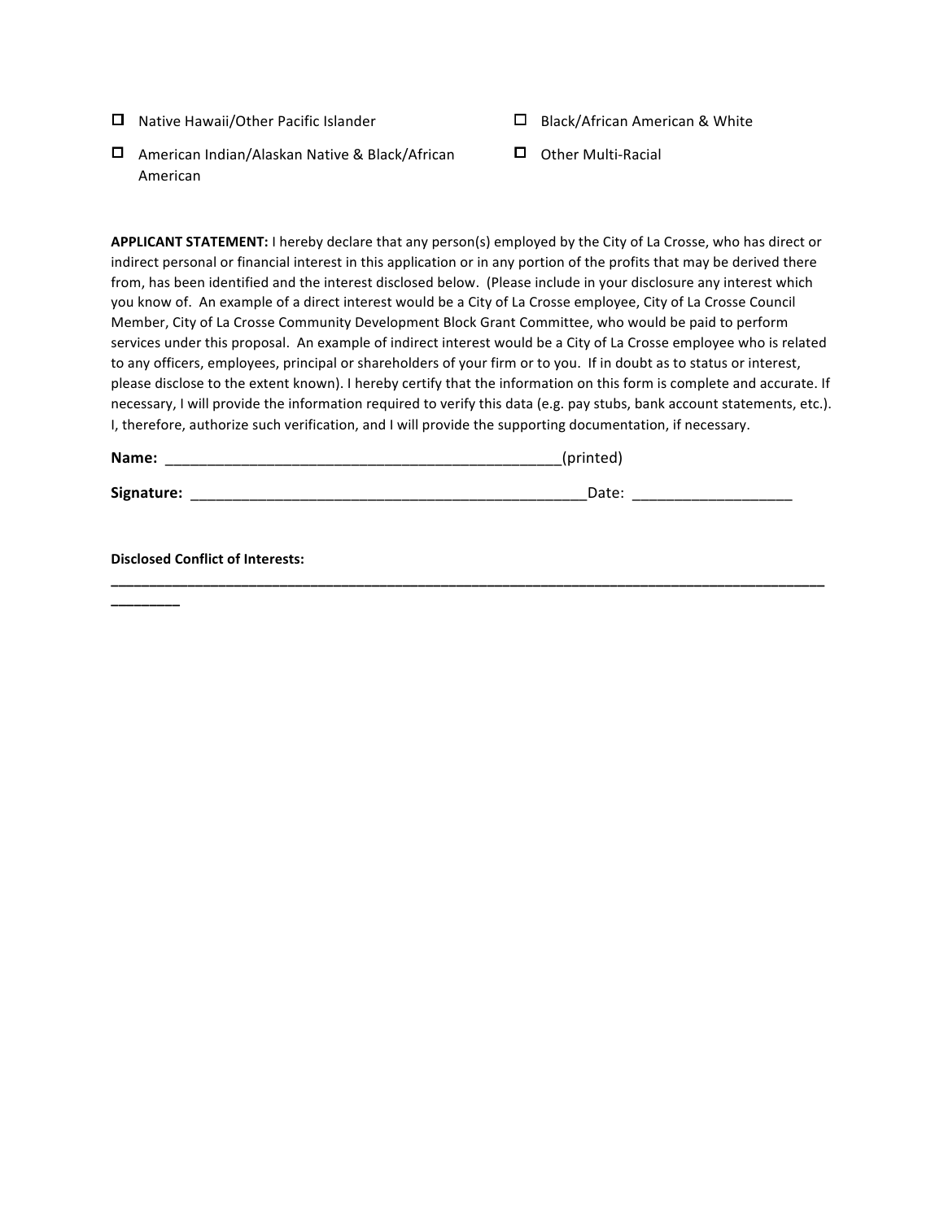- ☐ Native Hawaii/Other Pacific Islander
- ☐ American Indian/Alaskan Native & Black/African American
- ☐ Black/African American & White
- ☐ Other Multi-Racial

**APPLICANT STATEMENT:** I hereby declare that any person(s) employed by the City of La Crosse, who has direct or indirect personal or financial interest in this application or in any portion of the profits that may be derived there from, has been identified and the interest disclosed below. (Please include in your disclosure any interest which you know of. An example of a direct interest would be a City of La Crosse employee, City of La Crosse Council Member, City of La Crosse Community Development Block Grant Committee, who would be paid to perform services under this proposal. An example of indirect interest would be a City of La Crosse employee who is related to any officers, employees, principal or shareholders of your firm or to you. If in doubt as to status or interest, please disclose to the extent known). I hereby certify that the information on this form is complete and accurate. If necessary, I will provide the information required to verify this data (e.g. pay stubs, bank account statements, etc.). I, therefore, authorize such verification, and I will provide the supporting documentation, if necessary.

**Name:** _________________________________________________(printed)

**Signature:** _________________________________________________Date: ___________________

**Disclosed Conflict of Interests:**
______________________________________________________________________________________________
_________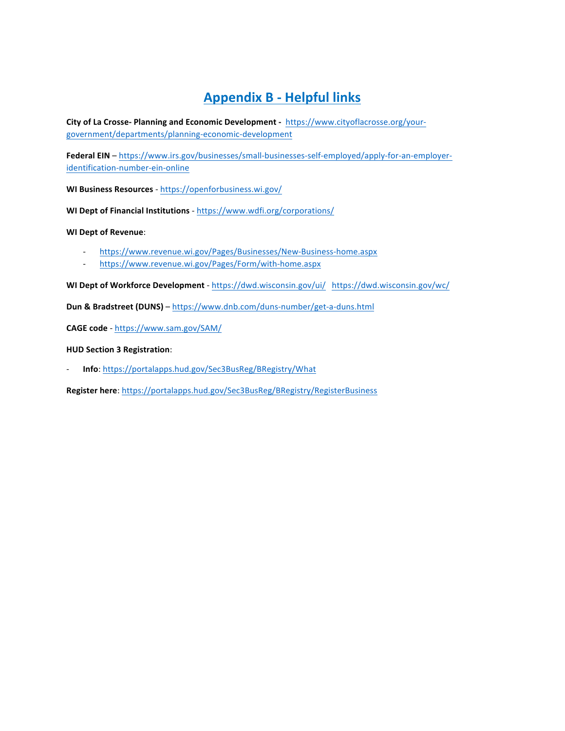# Appendix B - Helpful links

**City of La Crosse- Planning and Economic Development -** https://www.cityoflacrosse.org/your-government/departments/planning-economic-development

**Federal EIN** – https://www.irs.gov/businesses/small-businesses-self-employed/apply-for-an-employer-identification-number-ein-online

**WI Business Resources** - https://openforbusiness.wi.gov/

**WI Dept of Financial Institutions** - https://www.wdfi.org/corporations/

**WI Dept of Revenue**:

- https://www.revenue.wi.gov/Pages/Businesses/New-Business-home.aspx
- https://www.revenue.wi.gov/Pages/Form/with-home.aspx

**WI Dept of Workforce Development** - https://dwd.wisconsin.gov/ui/ https://dwd.wisconsin.gov/wc/

**Dun & Bradstreet (DUNS)** – https://www.dnb.com/duns-number/get-a-duns.html

**CAGE code** - https://www.sam.gov/SAM/

**HUD Section 3 Registration**:

- **Info**: https://portalapps.hud.gov/Sec3BusReg/BRegistry/What

**Register here**: https://portalapps.hud.gov/Sec3BusReg/BRegistry/RegisterBusiness